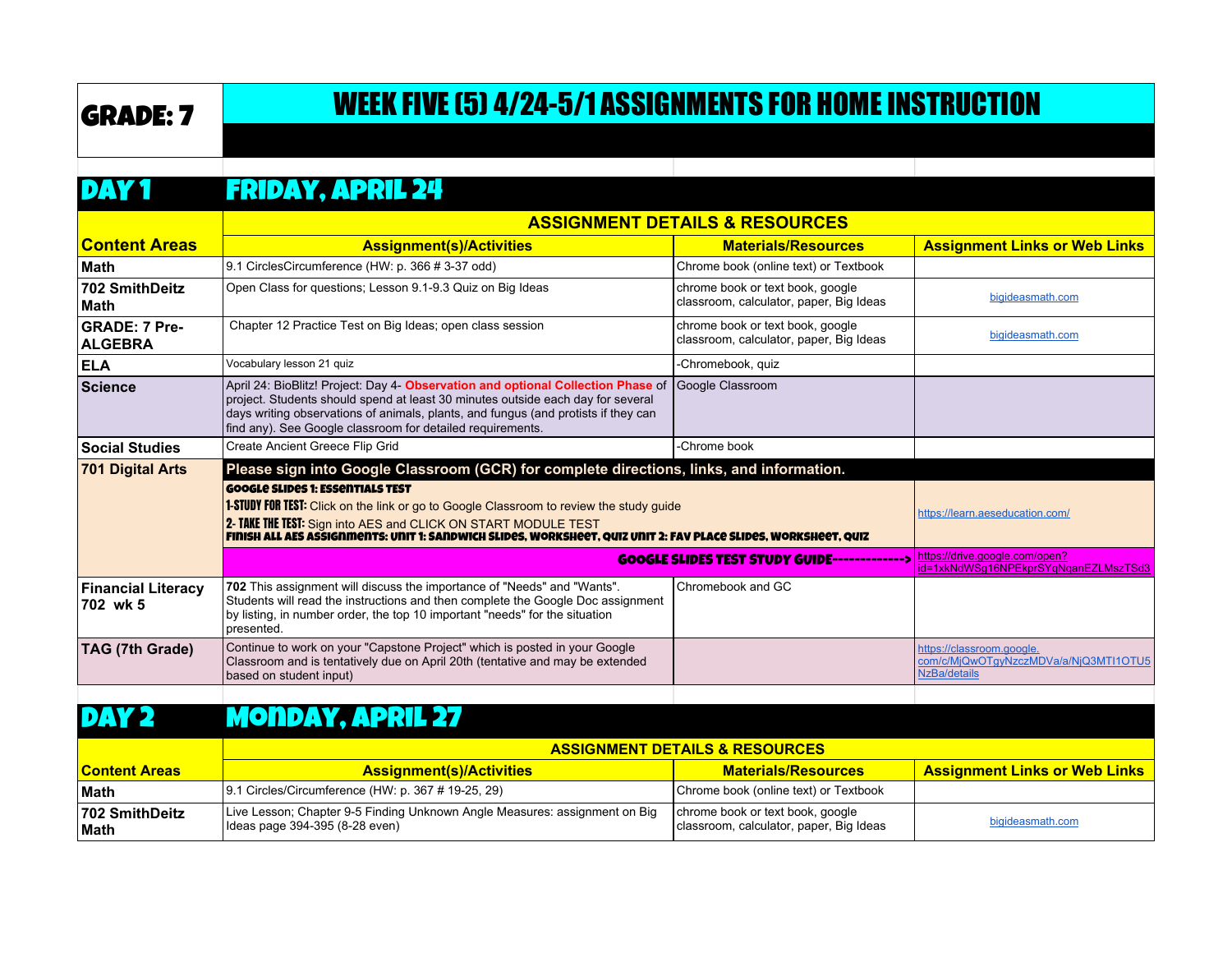# GRADE: 7

# WEEK FIVE (5) 4/24-5/1 ASSIGNMENTS FOR HOME INSTRUCTION

## DAY 1 FRIDAY, APRIL 24

| Content Areas | ASSIGNMENT DETAILS & RESOURCES | | |
|---|---|---|---|
| | **Assignment(s)/Activities** | **Materials/Resources** | **Assignment Links or Web Links** |
| **Math** | 9.1 CirclesCircumference (HW: p. 366 # 3-37 odd) | Chrome book (online text) or Textbook | |
| **702 SmithDeitz Math** | Open Class for questions; Lesson 9.1-9.3 Quiz on Big Ideas | chrome book or text book, google classroom, calculator, paper, Big Ideas | bigideasmath.com |
| **GRADE: 7 Pre-ALGEBRA** | Chapter 12 Practice Test on Big Ideas; open class session | chrome book or text book, google classroom, calculator, paper, Big Ideas | bigideasmath.com |
| **ELA** | Vocabulary lesson 21 quiz | -Chromebook, quiz | |
| **Science** | April 24: BioBlitz! Project: Day 4- **Observation and optional Collection Phase** of project. Students should spend at least 30 minutes outside each day for several days writing observations of animals, plants, and fungus (and protists if they can find any). See Google classroom for detailed requirements. | Google Classroom | |
| **Social Studies** | Create Ancient Greece Flip Grid | -Chrome book | |
| **701 Digital Arts** | **Please sign into Google Classroom (GCR) for complete directions, links, and information.** | | |
| | **GOOGLE SLIDES 1: ESSENTIALS TEST**<br>**1-STUDY FOR TEST:** Click on the link or go to Google Classroom to review the study guide<br>**2- TAKE THE TEST:** Sign into AES and CLICK ON START MODULE TEST<br>**FINISH ALL AES ASSIGNMENTS: UNIT 1: SANDWICH SLIDES, WORKSHEET, QUIZ UNIT 2: FAV PLACE SLIDES, WORKSHEET, QUIZ** | | https://learn.aeseducation.com/ |
| | **GOOGLE SLIDES TEST STUDY GUIDE------------->** | | https://drive.google.com/open?id=1xkNdWSg16NPEkprSYqNqanEZLMszTSd3 |
| **Financial Literacy 702 wk 5** | **702** This assignment will discuss the importance of "Needs" and "Wants". Students will read the instructions and then complete the Google Doc assignment by listing, in number order, the top 10 important "needs" for the situation presented. | Chromebook and GC | |
| **TAG (7th Grade)** | Continue to work on your "Capstone Project" which is posted in your Google Classroom and is tentatively due on April 20th (tentative and may be extended based on student input) | | https://classroom.google.com/c/MjQwOTgyNzczMDVa/a/NjQ3MTI1OTU5NzBa/details |

## DAY 2 MONDAY, APRIL 27

| Content Areas | ASSIGNMENT DETAILS & RESOURCES | | |
|---|---|---|---|
| | **Assignment(s)/Activities** | **Materials/Resources** | **Assignment Links or Web Links** |
| **Math** | 9.1 Circles/Circumference (HW: p. 367 # 19-25, 29) | Chrome book (online text) or Textbook | |
| **702 SmithDeitz Math** | Live Lesson; Chapter 9-5 Finding Unknown Angle Measures: assignment on Big Ideas page 394-395 (8-28 even) | chrome book or text book, google classroom, calculator, paper, Big Ideas | bigideasmath.com |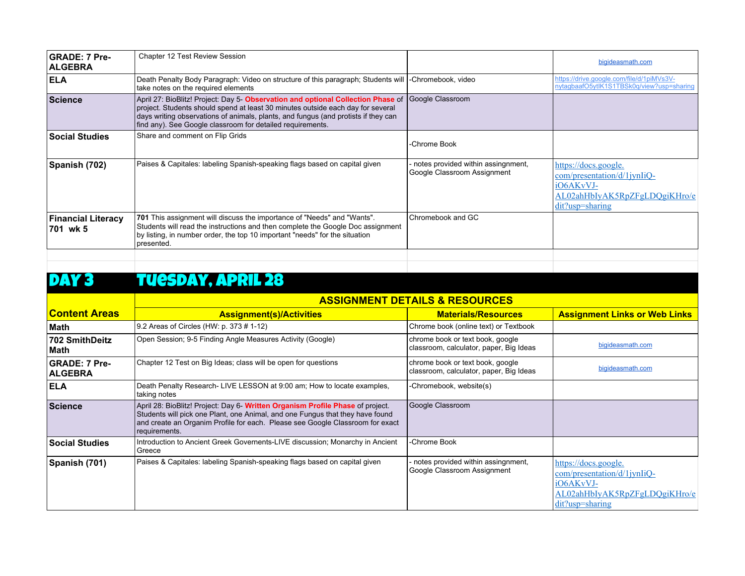| | | | |
|---|---|---|---|
| **GRADE: 7 Pre-ALGEBRA** | Chapter 12 Test Review Session | | bigideasmath.com |
| **ELA** | Death Penalty Body Paragraph: Video on structure of this paragraph; Students will take notes on the required elements | -Chromebook, video | https://drive.google.com/file/d/1piMVs3V-nytagbaafO5ytlK1S1TBSk0q/view?usp=sharing |
| **Science** | April 27: BioBlitz! Project: Day 5- **Observation and optional Collection Phase** of project. Students should spend at least 30 minutes outside each day for several days writing observations of animals, plants, and fungus (and protists if they can find any). See Google classroom for detailed requirements. | Google Classroom | |
| **Social Studies** | Share and comment on Flip Grids | -Chrome Book | |
| **Spanish (702)** | Paises & Capitales: labeling Spanish-speaking flags based on capital given | - notes provided within assingnment, Google Classroom Assignment | https://docs.google.com/presentation/d/1jynIiQ-iO6AKvVJ-AL02ahHbIyAK5RpZFgLDQgiKHro/edit?usp=sharing |
| **Financial Literacy 701 wk 5** | **701** This assignment will discuss the importance of "Needs" and "Wants". Students will read the instructions and then complete the Google Doc assignment by listing, in number order, the top 10 important "needs" for the situation presented. | Chromebook and GC | |

## DAY 3 TUESDAY, APRIL 28

| Content Areas | ASSIGNMENT DETAILS & RESOURCES | | |
|---|---|---|---|
| | **Assignment(s)/Activities** | **Materials/Resources** | **Assignment Links or Web Links** |
| **Math** | 9.2 Areas of Circles (HW: p. 373 # 1-12) | Chrome book (online text) or Textbook | |
| **702 SmithDeitz Math** | Open Session; 9-5 Finding Angle Measures Activity (Google) | chrome book or text book, google classroom, calculator, paper, Big Ideas | bigideasmath.com |
| **GRADE: 7 Pre-ALGEBRA** | Chapter 12 Test on Big Ideas; class will be open for questions | chrome book or text book, google classroom, calculator, paper, Big Ideas | bigideasmath.com |
| **ELA** | Death Penalty Research- LIVE LESSON at 9:00 am; How to locate examples, taking notes | -Chromebook, website(s) | |
| **Science** | April 28: BioBlitz! Project: Day 6- **Written Organism Profile Phase** of project. Students will pick one Plant, one Animal, and one Fungus that they have found and create an Organim Profile for each. Please see Google Classroom for exact requirements. | Google Classroom | |
| **Social Studies** | Introduction to Ancient Greek Governents-LIVE discussion; Monarchy in Ancient Greece | -Chrome Book | |
| **Spanish (701)** | Paises & Capitales: labeling Spanish-speaking flags based on capital given | - notes provided within assingnment, Google Classroom Assignment | https://docs.google.com/presentation/d/1jynIiQ-iO6AKvVJ-AL02ahHbIyAK5RpZFgLDQgiKHro/edit?usp=sharing |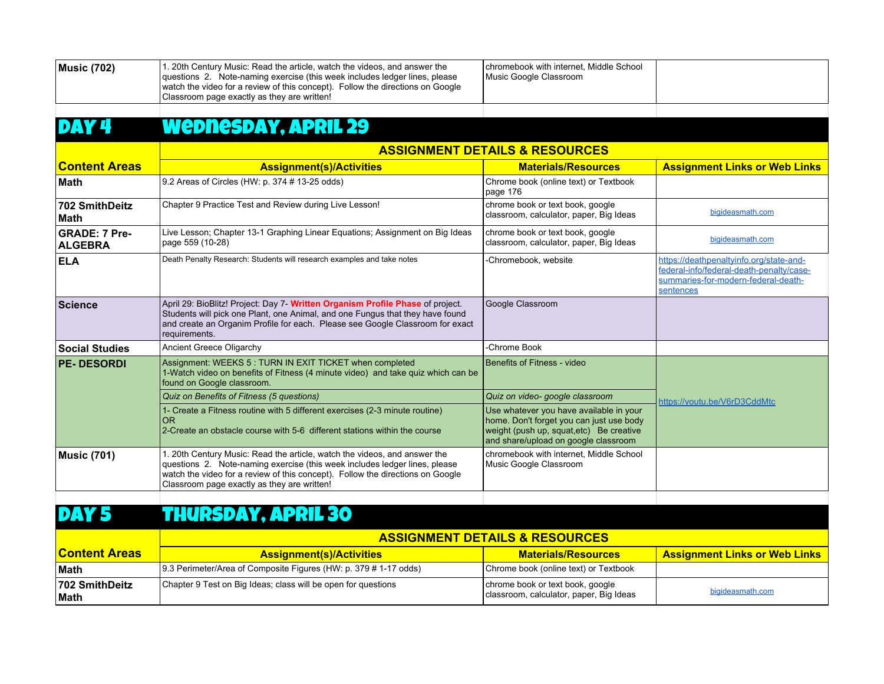| Music (702) | 1. 20th Century Music: Read the article, watch the videos, and answer the questions 2. Note-naming exercise (this week includes ledger lines, please watch the video for a review of this concept). Follow the directions on Google Classroom page exactly as they are written! | chromebook with internet, Middle School Music Google Classroom | |
|---|---|---|---|

## DAY 4 Wednesday, APRIL 29

| Content Areas | ASSIGNMENT DETAILS & RESOURCES | | |
|---|---|---|---|
| | **Assignment(s)/Activities** | **Materials/Resources** | **Assignment Links or Web Links** |
| **Math** | 9.2 Areas of Circles (HW: p. 374 # 13-25 odds) | Chrome book (online text) or Textbook page 176 | |
| **702 SmithDeitz Math** | Chapter 9 Practice Test and Review during Live Lesson! | chrome book or text book, google classroom, calculator, paper, Big Ideas | bigideasmath.com |
| **GRADE: 7 Pre-ALGEBRA** | Live Lesson; Chapter 13-1 Graphing Linear Equations; Assignment on Big Ideas page 559 (10-28) | chrome book or text book, google classroom, calculator, paper, Big Ideas | bigideasmath.com |
| **ELA** | Death Penalty Research: Students will research examples and take notes | -Chromebook, website | https://deathpenaltyinfo.org/state-and-federal-info/federal-death-penalty/case-summaries-for-modern-federal-death-sentences |
| **Science** | April 29: BioBlitz! Project: Day 7- **Written Organism Profile Phase** of project. Students will pick one Plant, one Animal, and one Fungus that they have found and create an Organim Profile for each. Please see Google Classroom for exact requirements. | Google Classroom | |
| **Social Studies** | Ancient Greece Oligarchy | -Chrome Book | |
| **PE- DESORDI** | Assignment: WEEKS 5 : TURN IN EXIT TICKET when completed<br>1-Watch video on benefits of Fitness (4 minute video) and take quiz which can be found on Google classroom. | Benefits of Fitness - video | https://youtu.be/V6rD3CddMtc |
| | *Quiz on Benefits of Fitness (5 questions)* | *Quiz on video- google classroom* | |
| | 1- Create a Fitness routine with 5 different exercises (2-3 minute routine)<br>OR<br>2-Create an obstacle course with 5-6 different stations within the course | Use whatever you have available in your home. Don't forget you can just use body weight (push up, squat,etc) Be creative and share/upload on google classroom | |
| **Music (701)** | 1. 20th Century Music: Read the article, watch the videos, and answer the questions 2. Note-naming exercise (this week includes ledger lines, please watch the video for a review of this concept). Follow the directions on Google Classroom page exactly as they are written! | chromebook with internet, Middle School Music Google Classroom | |

## DAY 5 THURSDAY, APRIL 30

| Content Areas | ASSIGNMENT DETAILS & RESOURCES | | |
|---|---|---|---|
| | **Assignment(s)/Activities** | **Materials/Resources** | **Assignment Links or Web Links** |
| **Math** | 9.3 Perimeter/Area of Composite Figures (HW: p. 379 # 1-17 odds) | Chrome book (online text) or Textbook | |
| **702 SmithDeitz Math** | Chapter 9 Test on Big Ideas; class will be open for questions | chrome book or text book, google classroom, calculator, paper, Big Ideas | bigideasmath.com |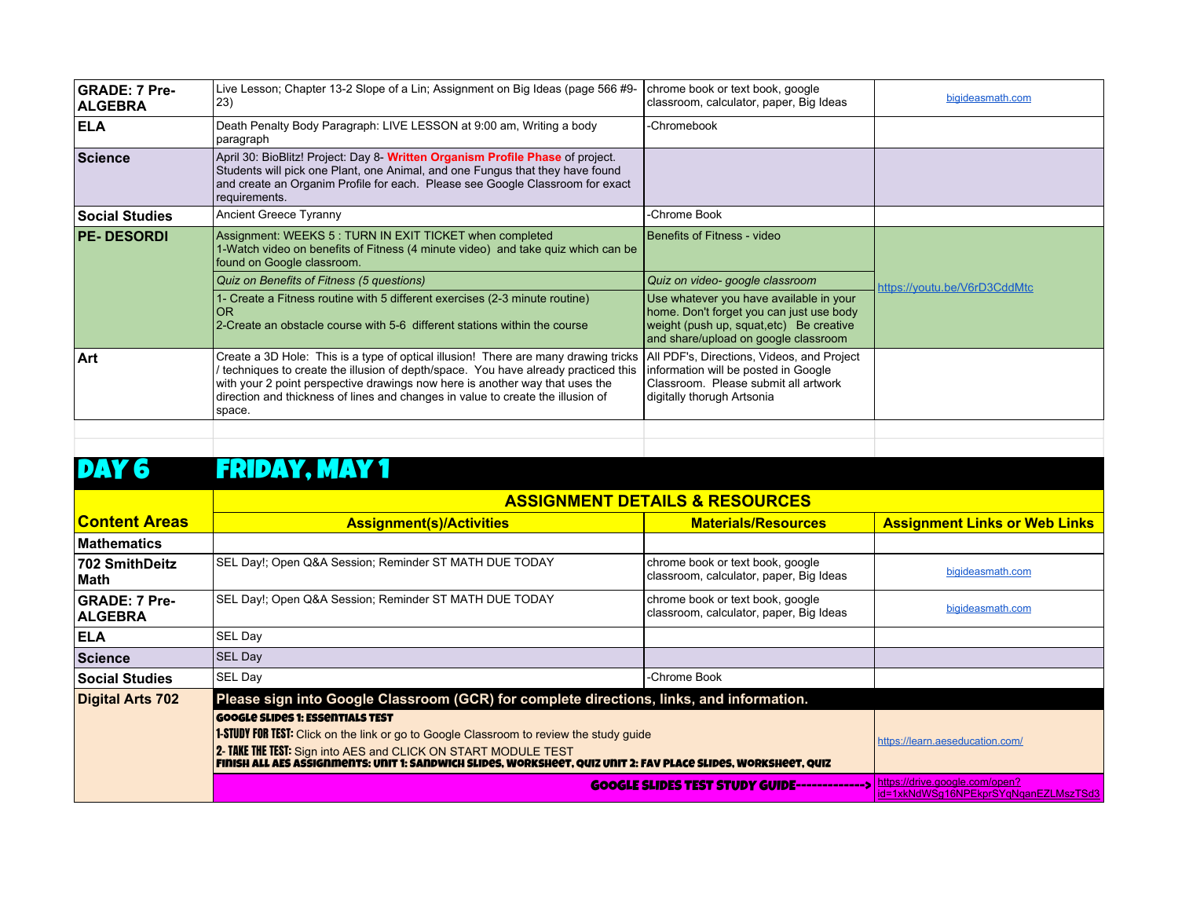| | | | |
|---|---|---|---|
| **GRADE: 7 Pre-ALGEBRA** | Live Lesson; Chapter 13-2 Slope of a Lin; Assignment on Big Ideas (page 566 #9-23) | chrome book or text book, google classroom, calculator, paper, Big Ideas | bigideasmath.com |
| **ELA** | Death Penalty Body Paragraph: LIVE LESSON at 9:00 am, Writing a body paragraph | -Chromebook | |
| **Science** | April 30: BioBlitz! Project: Day 8- **Written Organism Profile Phase** of project. Students will pick one Plant, one Animal, and one Fungus that they have found and create an Organim Profile for each. Please see Google Classroom for exact requirements. | | |
| **Social Studies** | Ancient Greece Tyranny | -Chrome Book | |
| **PE- DESORDI** | Assignment: WEEKS 5 : TURN IN EXIT TICKET when completed<br>1-Watch video on benefits of Fitness (4 minute video) and take quiz which can be found on Google classroom. | Benefits of Fitness - video | https://youtu.be/V6rD3CddMtc |
| | *Quiz on Benefits of Fitness (5 questions)* | *Quiz on video- google classroom* | |
| | 1- Create a Fitness routine with 5 different exercises (2-3 minute routine)<br>OR<br>2-Create an obstacle course with 5-6 different stations within the course | Use whatever you have available in your home. Don't forget you can just use body weight (push up, squat,etc) Be creative and share/upload on google classroom | |
| **Art** | Create a 3D Hole: This is a type of optical illusion! There are many drawing tricks / techniques to create the illusion of depth/space. You have already practiced this with your 2 point perspective drawings now here is another way that uses the direction and thickness of lines and changes in value to create the illusion of space. | All PDF's, Directions, Videos, and Project information will be posted in Google Classroom. Please submit all artwork digitally thorugh Artsonia | |

# DAY 6 FRIDAY, MAY 1

| Content Areas | ASSIGNMENT DETAILS & RESOURCES | | |
|---|---|---|---|
| | **Assignment(s)/Activities** | **Materials/Resources** | **Assignment Links or Web Links** |
| **Mathematics** | | | |
| **702 SmithDeitz Math** | SEL Day!; Open Q&A Session; Reminder ST MATH DUE TODAY | chrome book or text book, google classroom, calculator, paper, Big Ideas | bigideasmath.com |
| **GRADE: 7 Pre-ALGEBRA** | SEL Day!; Open Q&A Session; Reminder ST MATH DUE TODAY | chrome book or text book, google classroom, calculator, paper, Big Ideas | bigideasmath.com |
| **ELA** | SEL Day | | |
| **Science** | SEL Day | | |
| **Social Studies** | SEL Day | -Chrome Book | |
| **Digital Arts 702** | **Please sign into Google Classroom (GCR) for complete directions, links, and information.** | | |
| | **GOOGLE SLIDES 1: ESSENTIALS TEST**<br>**1-STUDY FOR TEST:** Click on the link or go to Google Classroom to review the study guide<br>**2- TAKE THE TEST:** Sign into AES and CLICK ON START MODULE TEST<br>**FINISH ALL AES ASSIGNMENTS: UNIT 1: SANDWICH SLIDES, WORKSHEET, QUIZ UNIT 2: FAV PLACE SLIDES, WORKSHEET, QUIZ** | | https://learn.aeseducation.com/ |
| | **GOOGLE SLIDES TEST STUDY GUIDE-------------->** | | https://drive.google.com/open?id=1xkNdWSg16NPEkprSYqNqanEZLMszTSd3 |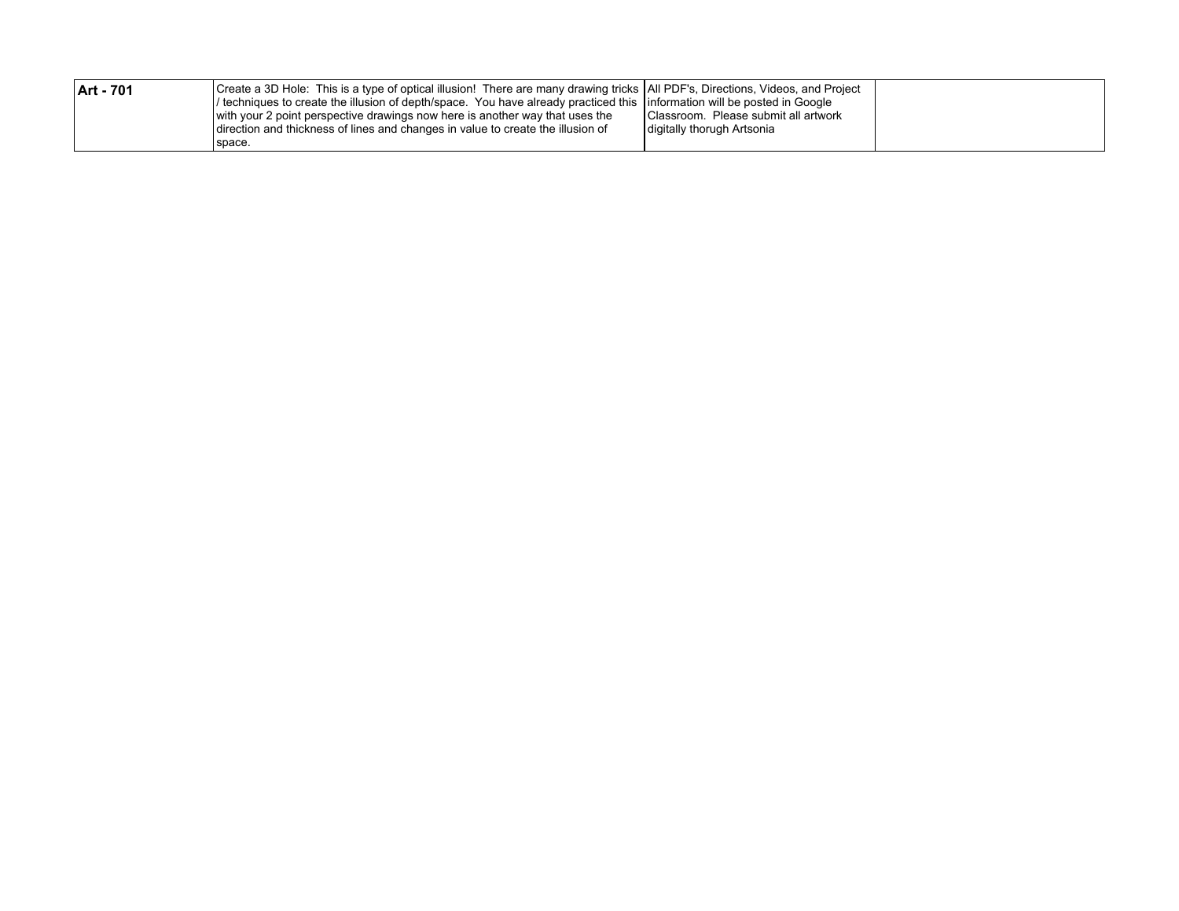| | | | |
|---|---|---|---|
| **Art - 701** | Create a 3D Hole: This is a type of optical illusion! There are many drawing tricks / techniques to create the illusion of depth/space. You have already practiced this with your 2 point perspective drawings now here is another way that uses the direction and thickness of lines and changes in value to create the illusion of space. | All PDF's, Directions, Videos, and Project information will be posted in Google Classroom. Please submit all artwork digitally thorugh Artsonia | |